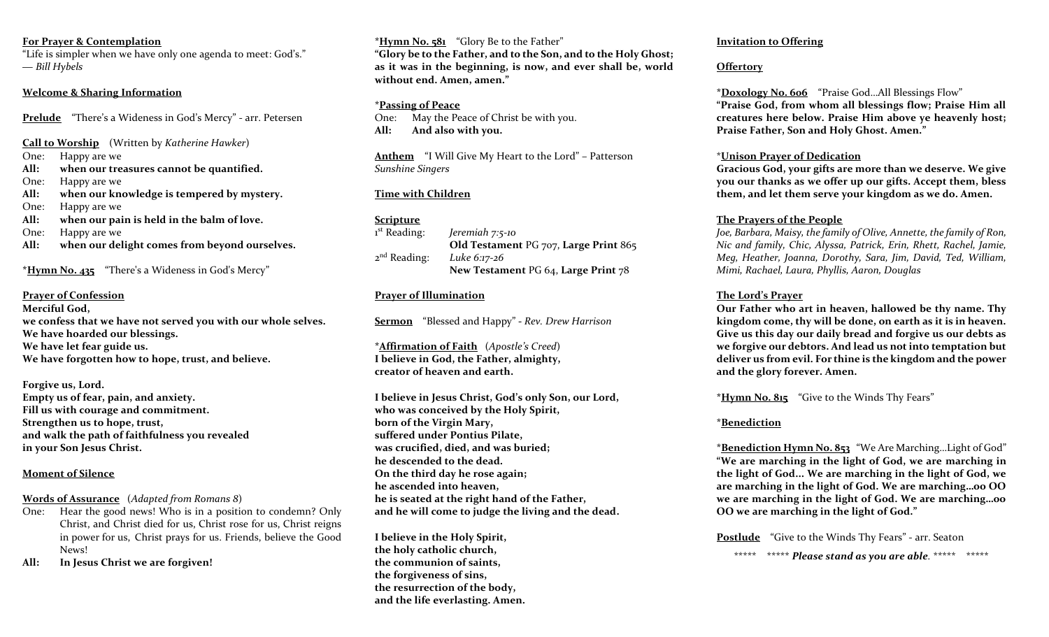**For Prayer & Contemplation**

"Life is simpler when we have only one agenda to meet: God's."
— *Bill Hybels*

**Welcome & Sharing Information**

**Prelude** "There's a Wideness in God's Mercy" - arr. Petersen

**Call to Worship** (Written by *Katherine Hawker*)

One: Happy are we
**All: when our treasures cannot be quantified.**
One: Happy are we
**All: when our knowledge is tempered by mystery.**
One: Happy are we
**All: when our pain is held in the balm of love.**
One: Happy are we
**All: when our delight comes from beyond ourselves.**

*__Hymn No. 435__ "There's a Wideness in God's Mercy"

**Prayer of Confession**

**Merciful God,**
**we confess that we have not served you with our whole selves.**
**We have hoarded our blessings.**
**We have let fear guide us.**
**We have forgotten how to hope, trust, and believe.**

**Forgive us, Lord.**
**Empty us of fear, pain, and anxiety.**
**Fill us with courage and commitment.**
**Strengthen us to hope, trust,**
**and walk the path of faithfulness you revealed**
**in your Son Jesus Christ.**

**Moment of Silence**

**Words of Assurance** (*Adapted from Romans 8*)

One: Hear the good news! Who is in a position to condemn? Only Christ, and Christ died for us, Christ rose for us, Christ reigns in power for us, Christ prays for us. Friends, believe the Good News!
**All: In Jesus Christ we are forgiven!**

*__Hymn No. 581__ "Glory Be to the Father"

**"Glory be to the Father, and to the Son, and to the Holy Ghost; as it was in the beginning, is now, and ever shall be, world without end. Amen, amen."**

*__Passing of Peace__

One: May the Peace of Christ be with you.
**All: And also with you.**

**Anthem** "I Will Give My Heart to the Lord" – Patterson
*Sunshine Singers*

**Time with Children**

**Scripture**

1st Reading: *Jeremiah 7:5-10*
**Old Testament** PG 707, **Large Print** 865
2nd Reading: *Luke 6:17-26*
**New Testament** PG 64, **Large Print** 78

**Prayer of Illumination**

**Sermon** "Blessed and Happy" - *Rev. Drew Harrison*

*__Affirmation of Faith__ (*Apostle's Creed*)

**I believe in God, the Father, almighty,**
**creator of heaven and earth.**

**I believe in Jesus Christ, God's only Son, our Lord,**
**who was conceived by the Holy Spirit,**
**born of the Virgin Mary,**
**suffered under Pontius Pilate,**
**was crucified, died, and was buried;**
**he descended to the dead.**
**On the third day he rose again;**
**he ascended into heaven,**
**he is seated at the right hand of the Father,**
**and he will come to judge the living and the dead.**

**I believe in the Holy Spirit,**
**the holy catholic church,**
**the communion of saints,**
**the forgiveness of sins,**
**the resurrection of the body,**
**and the life everlasting. Amen.**

**Invitation to Offering**

**Offertory**

*__Doxology No. 606__ "Praise God…All Blessings Flow"

**"Praise God, from whom all blessings flow; Praise Him all creatures here below. Praise Him above ye heavenly host; Praise Father, Son and Holy Ghost. Amen."**

*__Unison Prayer of Dedication__

**Gracious God, your gifts are more than we deserve. We give you our thanks as we offer up our gifts. Accept them, bless them, and let them serve your kingdom as we do. Amen.**

**The Prayers of the People**

*Joe, Barbara, Maisy, the family of Olive, Annette, the family of Ron, Nic and family, Chic, Alyssa, Patrick, Erin, Rhett, Rachel, Jamie, Meg, Heather, Joanna, Dorothy, Sara, Jim, David, Ted, William, Mimi, Rachael, Laura, Phyllis, Aaron, Douglas*

**The Lord's Prayer**

**Our Father who art in heaven, hallowed be thy name. Thy kingdom come, thy will be done, on earth as it is in heaven. Give us this day our daily bread and forgive us our debts as we forgive our debtors. And lead us not into temptation but deliver us from evil. For thine is the kingdom and the power and the glory forever. Amen.**

*__Hymn No. 815__ "Give to the Winds Thy Fears"

*__Benediction__

*__Benediction Hymn No. 853__ "We Are Marching…Light of God"

**"We are marching in the light of God, we are marching in the light of God… We are marching in the light of God, we are marching in the light of God. We are marching…oo OO we are marching in the light of God. We are marching…oo OO we are marching in the light of God."**

**Postlude** "Give to the Winds Thy Fears" - arr. Seaton

\*\*\*\*\* \*\*\*\*\* ***Please stand as you are able**.* \*\*\*\*\* \*\*\*\*\*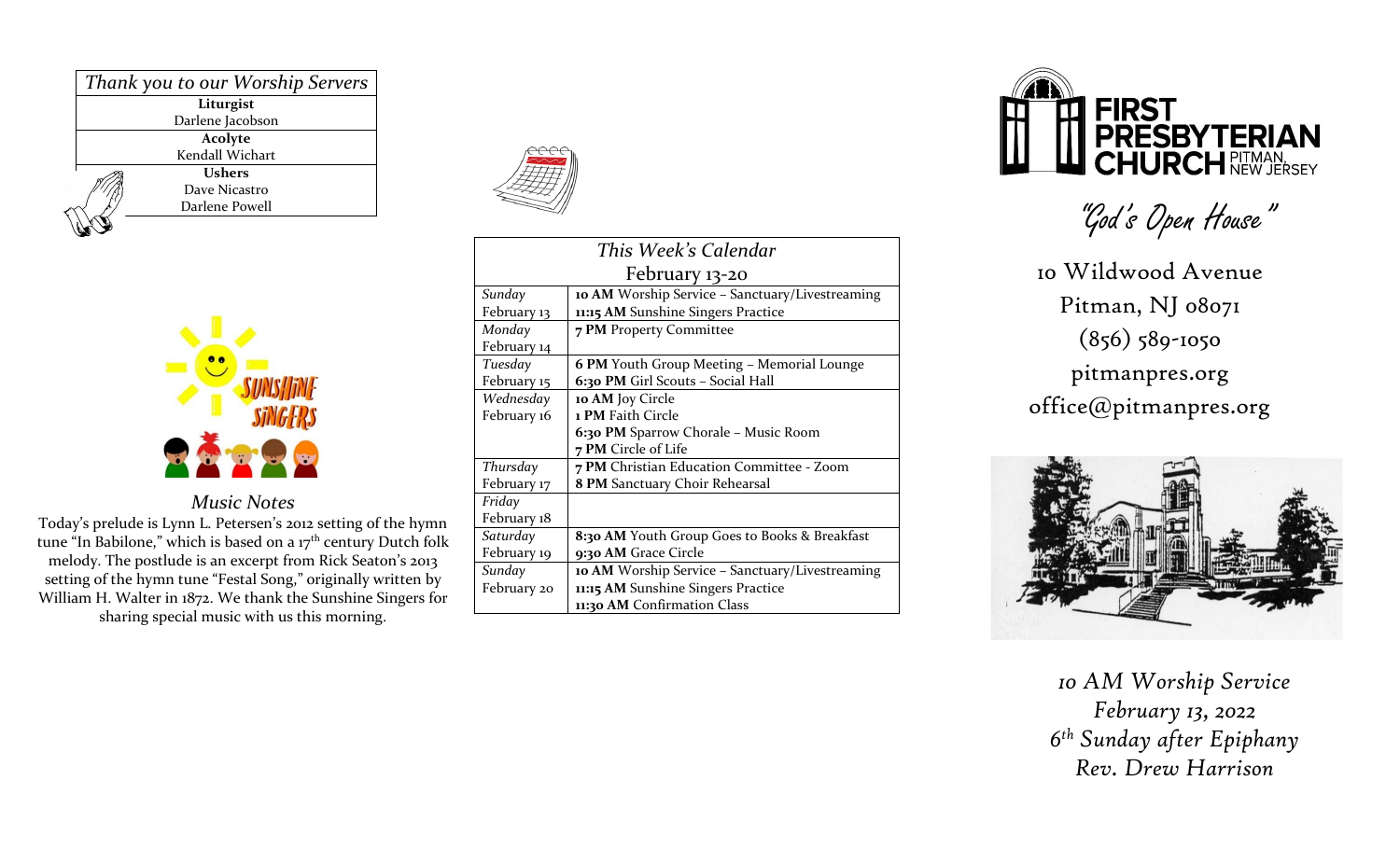| *Thank you to our Worship Servers* |
|---|
| **Liturgist** |
| Darlene Jacobson |
| **Acolyte** |
| Kendall Wichart |
| **Ushers** |
| Dave Nicastro |
| Darlene Powell |

SUNSHINE SINGERS

## *Music Notes*

Today's prelude is Lynn L. Petersen's 2012 setting of the hymn tune "In Babilone," which is based on a 17th century Dutch folk melody. The postlude is an excerpt from Rick Seaton's 2013 setting of the hymn tune "Festal Song," originally written by William H. Walter in 1872. We thank the Sunshine Singers for sharing special music with us this morning.

| *This Week's Calendar* February 13-20 | |
|---|---|
| *Sunday* February 13 | **10 AM** Worship Service – Sanctuary/Livestreaming<br>**11:15 AM** Sunshine Singers Practice |
| *Monday* February 14 | **7 PM** Property Committee |
| *Tuesday* February 15 | **6 PM** Youth Group Meeting – Memorial Lounge<br>**6:30 PM** Girl Scouts – Social Hall |
| *Wednesday* February 16 | **10 AM** Joy Circle<br>**1 PM** Faith Circle<br>**6:30 PM** Sparrow Chorale – Music Room<br>**7 PM** Circle of Life |
| *Thursday* February 17 | **7 PM** Christian Education Committee - Zoom<br>**8 PM** Sanctuary Choir Rehearsal |
| *Friday* February 18 | |
| *Saturday* February 19 | **8:30 AM** Youth Group Goes to Books & Breakfast<br>**9:30 AM** Grace Circle |
| *Sunday* February 20 | **10 AM** Worship Service – Sanctuary/Livestreaming<br>**11:15 AM** Sunshine Singers Practice<br>**11:30 AM** Confirmation Class |

# FIRST PRESBYTERIAN CHURCH
PITMAN, NEW JERSEY

"God's Open House"

10 Wildwood Avenue
Pitman, NJ 08071
(856) 589-1050
pitmanpres.org
office@pitmanpres.org

*10 AM Worship Service*
*February 13, 2022*
*6th Sunday after Epiphany*
*Rev. Drew Harrison*